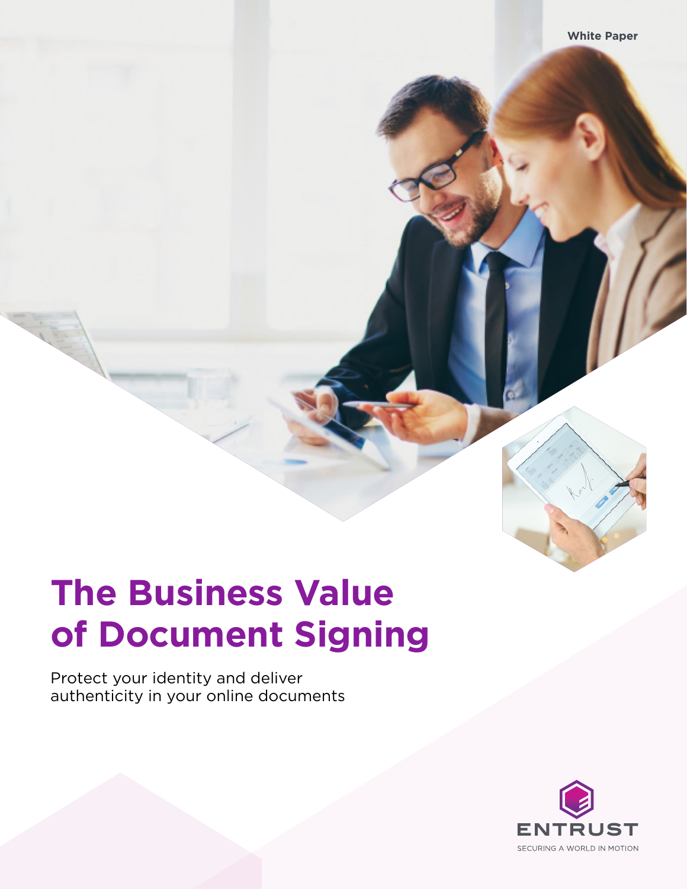White Paper

# The Business Value of Document Signing

Protect your identity and deliver authenticity in your online documents

ENTRUST

SECURING A WORLD IN MOTION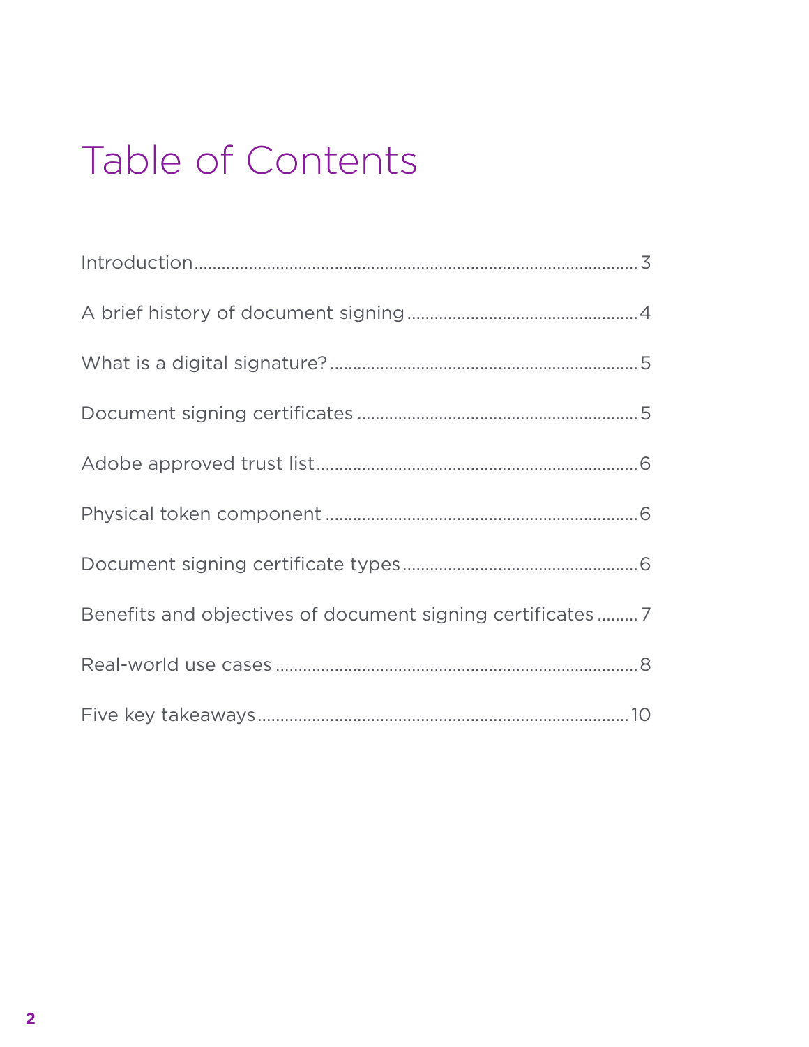# Table of Contents

Introduction........................................................................................3

A brief history of document signing..................................................4

What is a digital signature?...............................................................5

Document signing certificates...........................................................5

Adobe approved trust list...................................................................6

Physical token component.................................................................6

Document signing certificate types....................................................6

Benefits and objectives of document signing certificates.................7

Real-world use cases..........................................................................8

Five key takeaways.............................................................................10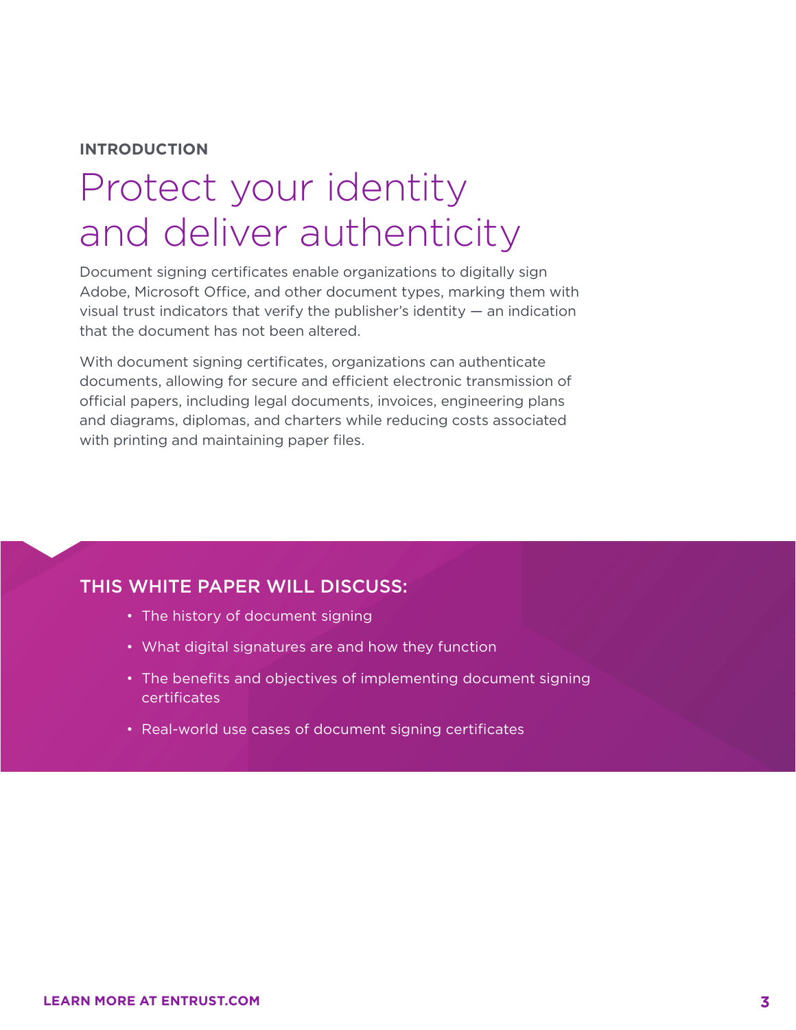**INTRODUCTION**

# Protect your identity and deliver authenticity

Document signing certificates enable organizations to digitally sign Adobe, Microsoft Office, and other document types, marking them with visual trust indicators that verify the publisher's identity — an indication that the document has not been altered.

With document signing certificates, organizations can authenticate documents, allowing for secure and efficient electronic transmission of official papers, including legal documents, invoices, engineering plans and diagrams, diplomas, and charters while reducing costs associated with printing and maintaining paper files.

## THIS WHITE PAPER WILL DISCUSS:

- The history of document signing
- What digital signatures are and how they function
- The benefits and objectives of implementing document signing certificates
- Real-world use cases of document signing certificates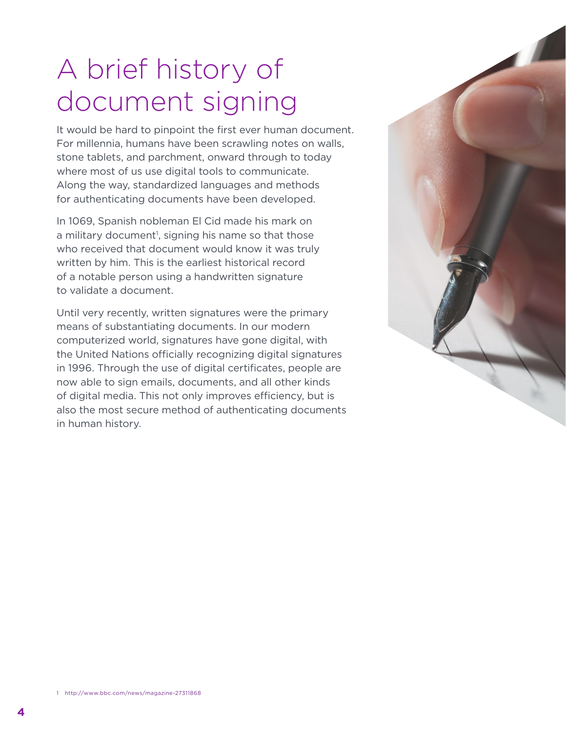# A brief history of document signing

It would be hard to pinpoint the first ever human document. For millennia, humans have been scrawling notes on walls, stone tablets, and parchment, onward through to today where most of us use digital tools to communicate. Along the way, standardized languages and methods for authenticating documents have been developed.

In 1069, Spanish nobleman El Cid made his mark on a military document[1], signing his name so that those who received that document would know it was truly written by him. This is the earliest historical record of a notable person using a handwritten signature to validate a document.

Until very recently, written signatures were the primary means of substantiating documents. In our modern computerized world, signatures have gone digital, with the United Nations officially recognizing digital signatures in 1996. Through the use of digital certificates, people are now able to sign emails, documents, and all other kinds of digital media. This not only improves efficiency, but is also the most secure method of authenticating documents in human history.

1 http://www.bbc.com/news/magazine-27311868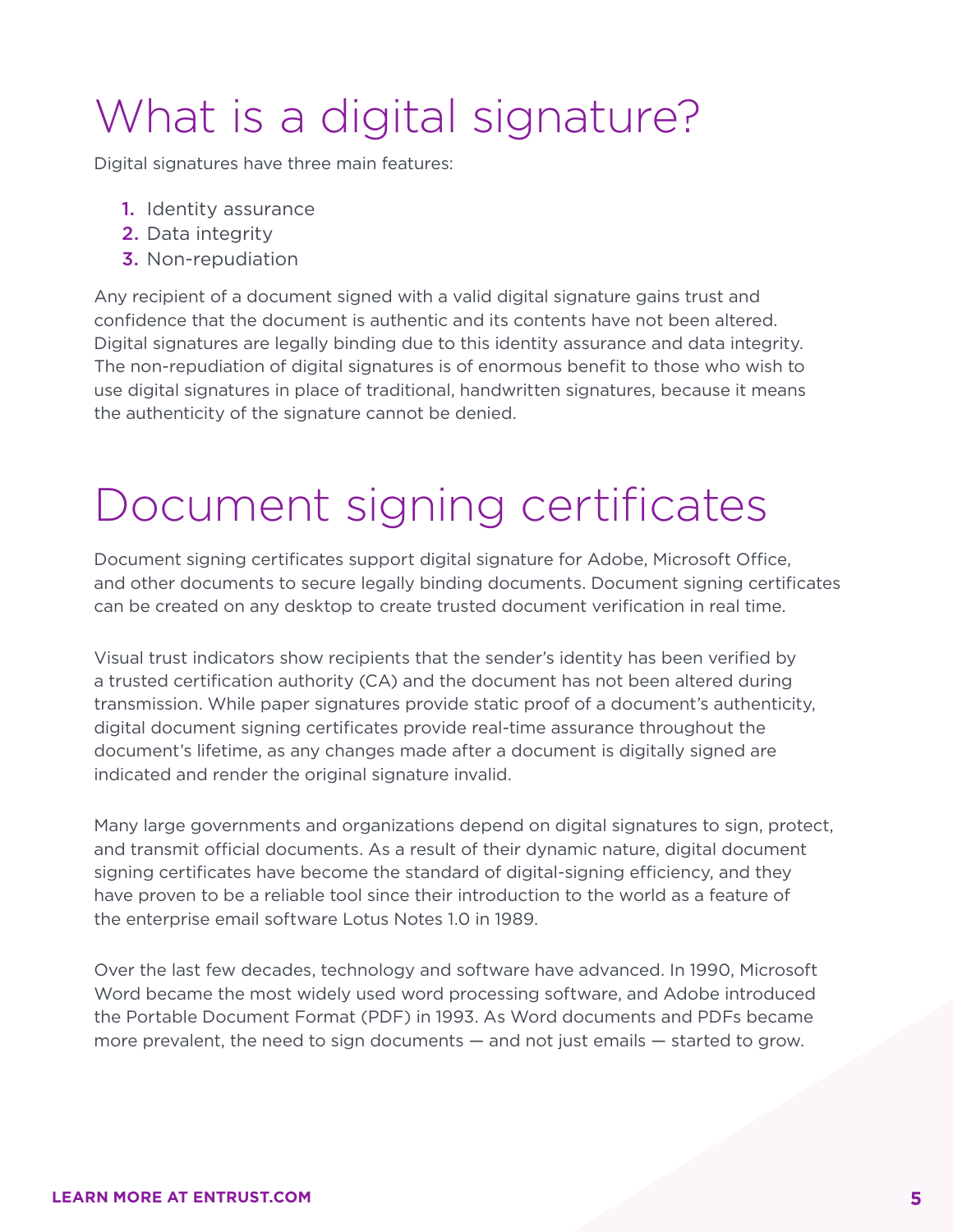# What is a digital signature?

Digital signatures have three main features:

1. Identity assurance
2. Data integrity
3. Non-repudiation

Any recipient of a document signed with a valid digital signature gains trust and confidence that the document is authentic and its contents have not been altered. Digital signatures are legally binding due to this identity assurance and data integrity. The non-repudiation of digital signatures is of enormous benefit to those who wish to use digital signatures in place of traditional, handwritten signatures, because it means the authenticity of the signature cannot be denied.

# Document signing certificates

Document signing certificates support digital signature for Adobe, Microsoft Office, and other documents to secure legally binding documents. Document signing certificates can be created on any desktop to create trusted document verification in real time.

Visual trust indicators show recipients that the sender's identity has been verified by a trusted certification authority (CA) and the document has not been altered during transmission. While paper signatures provide static proof of a document's authenticity, digital document signing certificates provide real-time assurance throughout the document's lifetime, as any changes made after a document is digitally signed are indicated and render the original signature invalid.

Many large governments and organizations depend on digital signatures to sign, protect, and transmit official documents. As a result of their dynamic nature, digital document signing certificates have become the standard of digital-signing efficiency, and they have proven to be a reliable tool since their introduction to the world as a feature of the enterprise email software Lotus Notes 1.0 in 1989.

Over the last few decades, technology and software have advanced. In 1990, Microsoft Word became the most widely used word processing software, and Adobe introduced the Portable Document Format (PDF) in 1993. As Word documents and PDFs became more prevalent, the need to sign documents — and not just emails — started to grow.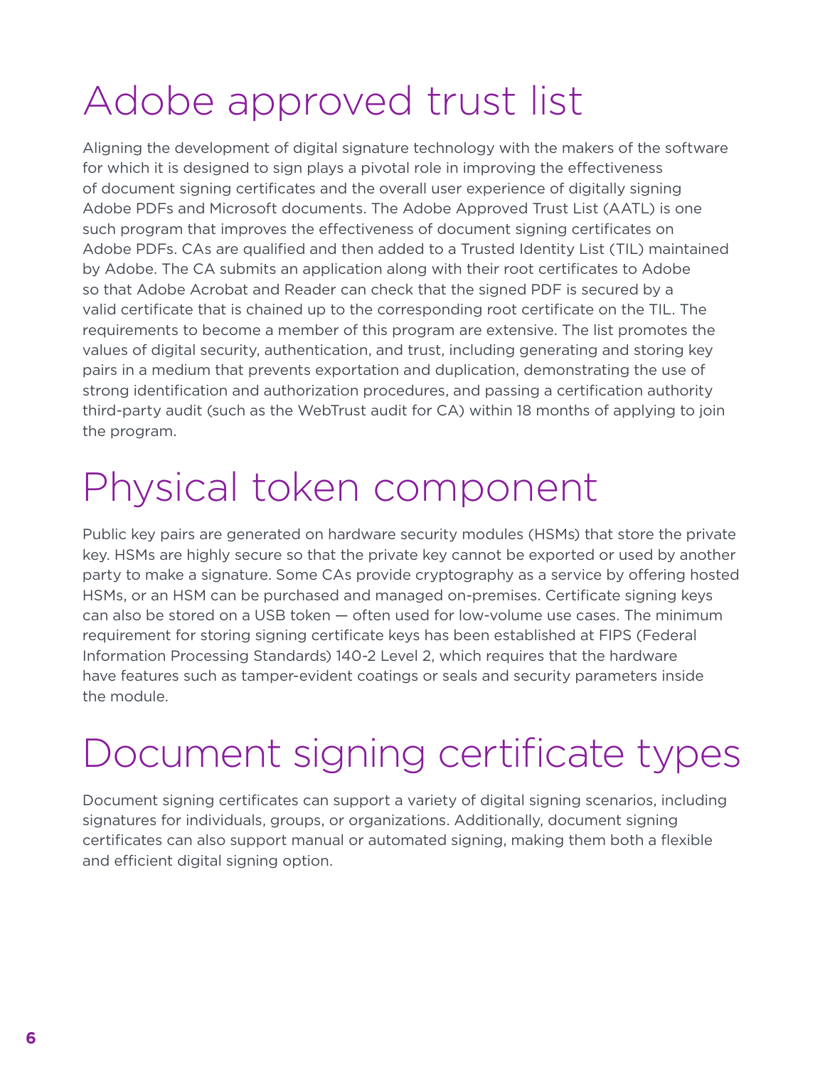# Adobe approved trust list

Aligning the development of digital signature technology with the makers of the software for which it is designed to sign plays a pivotal role in improving the effectiveness of document signing certificates and the overall user experience of digitally signing Adobe PDFs and Microsoft documents. The Adobe Approved Trust List (AATL) is one such program that improves the effectiveness of document signing certificates on Adobe PDFs. CAs are qualified and then added to a Trusted Identity List (TIL) maintained by Adobe. The CA submits an application along with their root certificates to Adobe so that Adobe Acrobat and Reader can check that the signed PDF is secured by a valid certificate that is chained up to the corresponding root certificate on the TIL. The requirements to become a member of this program are extensive. The list promotes the values of digital security, authentication, and trust, including generating and storing key pairs in a medium that prevents exportation and duplication, demonstrating the use of strong identification and authorization procedures, and passing a certification authority third-party audit (such as the WebTrust audit for CA) within 18 months of applying to join the program.

# Physical token component

Public key pairs are generated on hardware security modules (HSMs) that store the private key. HSMs are highly secure so that the private key cannot be exported or used by another party to make a signature. Some CAs provide cryptography as a service by offering hosted HSMs, or an HSM can be purchased and managed on-premises. Certificate signing keys can also be stored on a USB token — often used for low-volume use cases. The minimum requirement for storing signing certificate keys has been established at FIPS (Federal Information Processing Standards) 140-2 Level 2, which requires that the hardware have features such as tamper-evident coatings or seals and security parameters inside the module.

# Document signing certificate types

Document signing certificates can support a variety of digital signing scenarios, including signatures for individuals, groups, or organizations. Additionally, document signing certificates can also support manual or automated signing, making them both a flexible and efficient digital signing option.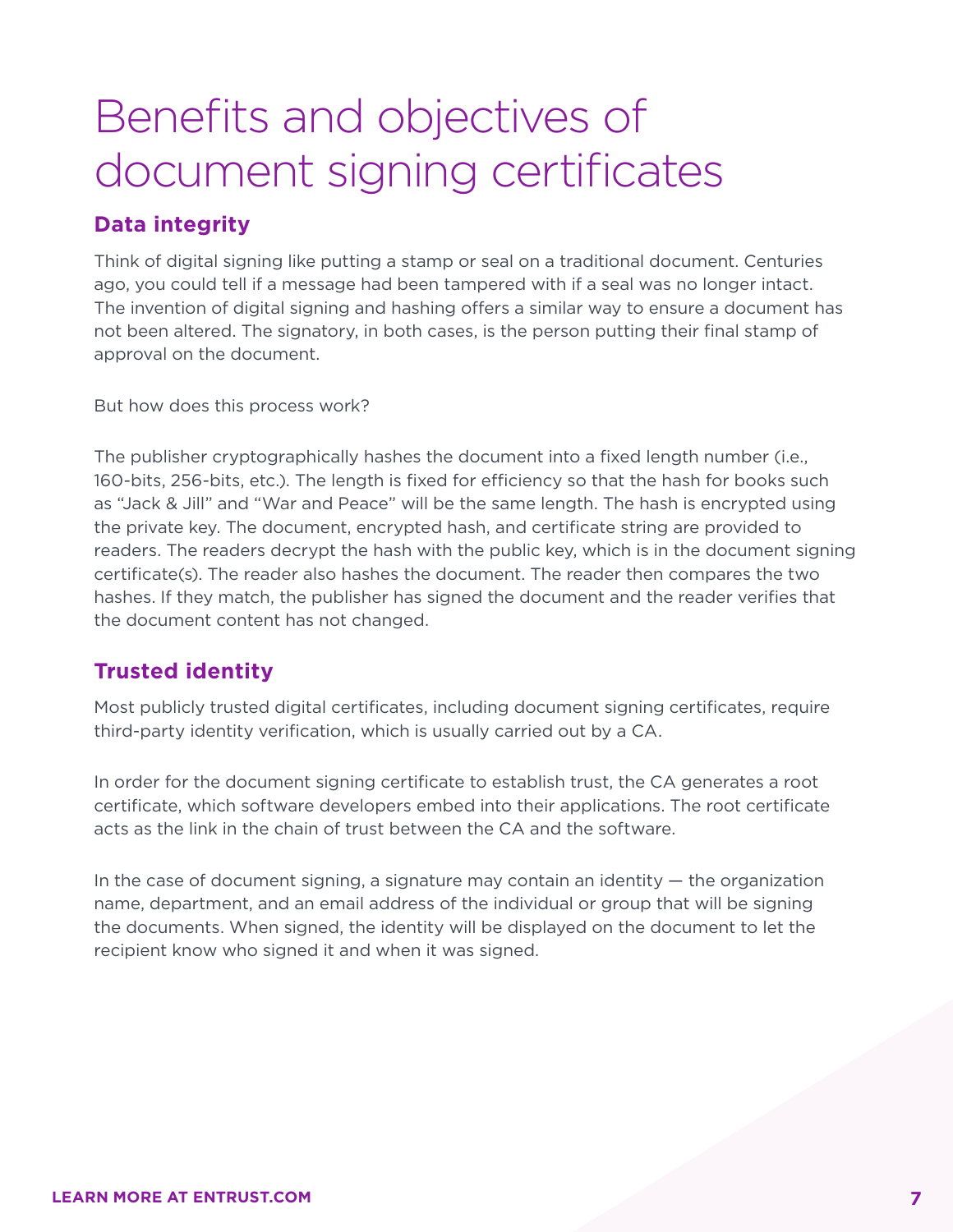# Benefits and objectives of document signing certificates

## Data integrity

Think of digital signing like putting a stamp or seal on a traditional document. Centuries ago, you could tell if a message had been tampered with if a seal was no longer intact. The invention of digital signing and hashing offers a similar way to ensure a document has not been altered. The signatory, in both cases, is the person putting their final stamp of approval on the document.

But how does this process work?

The publisher cryptographically hashes the document into a fixed length number (i.e., 160-bits, 256-bits, etc.). The length is fixed for efficiency so that the hash for books such as "Jack & Jill" and "War and Peace" will be the same length. The hash is encrypted using the private key. The document, encrypted hash, and certificate string are provided to readers. The readers decrypt the hash with the public key, which is in the document signing certificate(s). The reader also hashes the document. The reader then compares the two hashes. If they match, the publisher has signed the document and the reader verifies that the document content has not changed.

## Trusted identity

Most publicly trusted digital certificates, including document signing certificates, require third-party identity verification, which is usually carried out by a CA.

In order for the document signing certificate to establish trust, the CA generates a root certificate, which software developers embed into their applications. The root certificate acts as the link in the chain of trust between the CA and the software.

In the case of document signing, a signature may contain an identity — the organization name, department, and an email address of the individual or group that will be signing the documents. When signed, the identity will be displayed on the document to let the recipient know who signed it and when it was signed.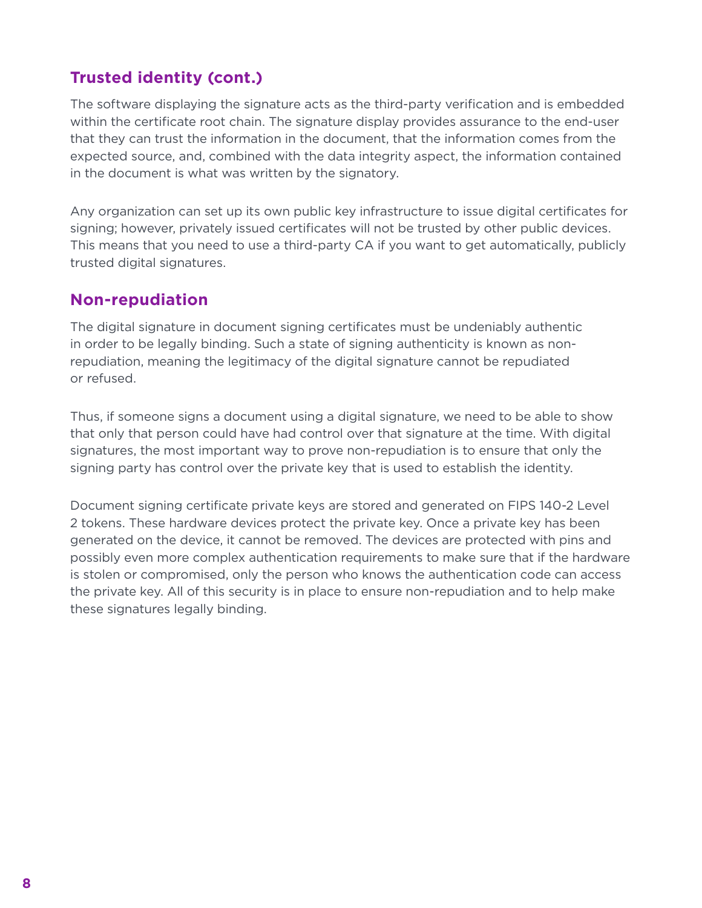## Trusted identity (cont.)

The software displaying the signature acts as the third-party verification and is embedded within the certificate root chain. The signature display provides assurance to the end-user that they can trust the information in the document, that the information comes from the expected source, and, combined with the data integrity aspect, the information contained in the document is what was written by the signatory.

Any organization can set up its own public key infrastructure to issue digital certificates for signing; however, privately issued certificates will not be trusted by other public devices. This means that you need to use a third-party CA if you want to get automatically, publicly trusted digital signatures.

## Non-repudiation

The digital signature in document signing certificates must be undeniably authentic in order to be legally binding. Such a state of signing authenticity is known as non-repudiation, meaning the legitimacy of the digital signature cannot be repudiated or refused.

Thus, if someone signs a document using a digital signature, we need to be able to show that only that person could have had control over that signature at the time. With digital signatures, the most important way to prove non-repudiation is to ensure that only the signing party has control over the private key that is used to establish the identity.

Document signing certificate private keys are stored and generated on FIPS 140-2 Level 2 tokens. These hardware devices protect the private key. Once a private key has been generated on the device, it cannot be removed. The devices are protected with pins and possibly even more complex authentication requirements to make sure that if the hardware is stolen or compromised, only the person who knows the authentication code can access the private key. All of this security is in place to ensure non-repudiation and to help make these signatures legally binding.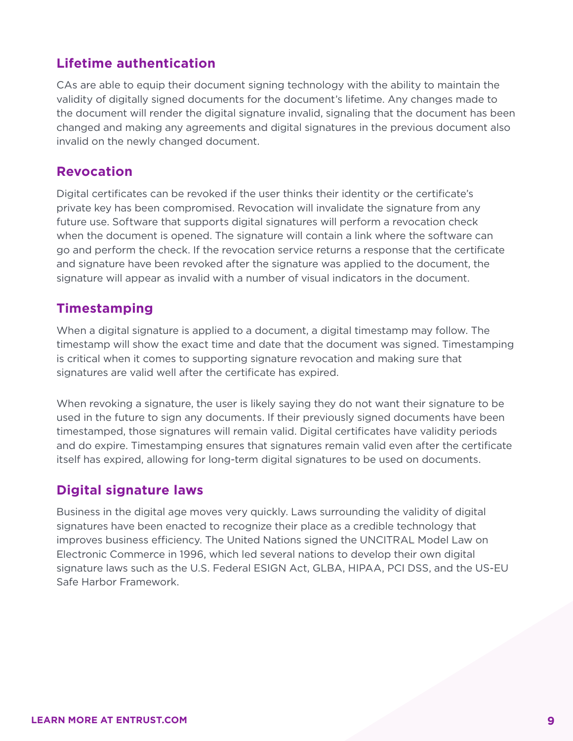## Lifetime authentication

CAs are able to equip their document signing technology with the ability to maintain the validity of digitally signed documents for the document's lifetime. Any changes made to the document will render the digital signature invalid, signaling that the document has been changed and making any agreements and digital signatures in the previous document also invalid on the newly changed document.

## Revocation

Digital certificates can be revoked if the user thinks their identity or the certificate's private key has been compromised. Revocation will invalidate the signature from any future use. Software that supports digital signatures will perform a revocation check when the document is opened. The signature will contain a link where the software can go and perform the check. If the revocation service returns a response that the certificate and signature have been revoked after the signature was applied to the document, the signature will appear as invalid with a number of visual indicators in the document.

## Timestamping

When a digital signature is applied to a document, a digital timestamp may follow. The timestamp will show the exact time and date that the document was signed. Timestamping is critical when it comes to supporting signature revocation and making sure that signatures are valid well after the certificate has expired.

When revoking a signature, the user is likely saying they do not want their signature to be used in the future to sign any documents. If their previously signed documents have been timestamped, those signatures will remain valid. Digital certificates have validity periods and do expire. Timestamping ensures that signatures remain valid even after the certificate itself has expired, allowing for long-term digital signatures to be used on documents.

## Digital signature laws

Business in the digital age moves very quickly. Laws surrounding the validity of digital signatures have been enacted to recognize their place as a credible technology that improves business efficiency. The United Nations signed the UNCITRAL Model Law on Electronic Commerce in 1996, which led several nations to develop their own digital signature laws such as the U.S. Federal ESIGN Act, GLBA, HIPAA, PCI DSS, and the US-EU Safe Harbor Framework.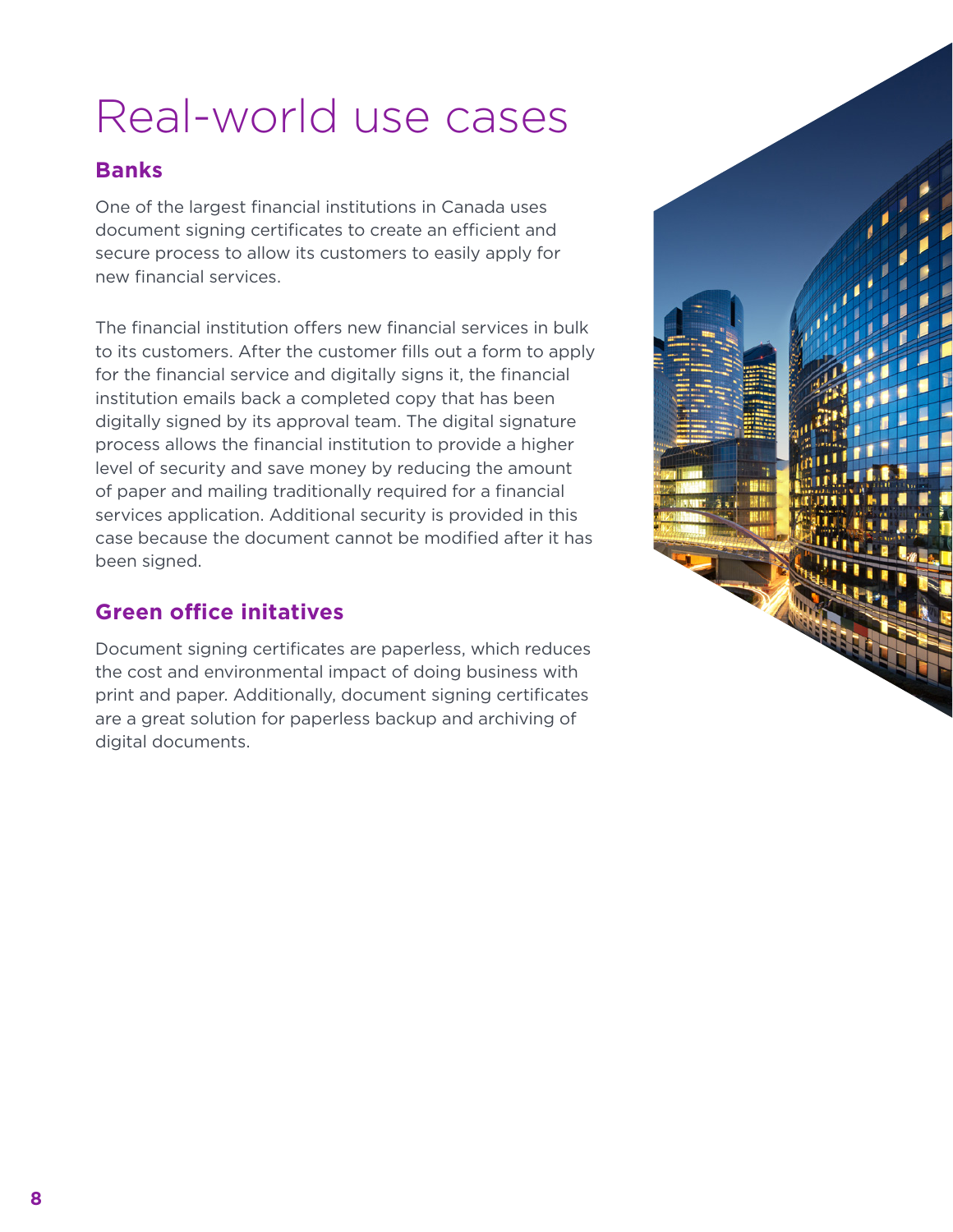# Real-world use cases

## Banks

One of the largest financial institutions in Canada uses document signing certificates to create an efficient and secure process to allow its customers to easily apply for new financial services.

The financial institution offers new financial services in bulk to its customers. After the customer fills out a form to apply for the financial service and digitally signs it, the financial institution emails back a completed copy that has been digitally signed by its approval team. The digital signature process allows the financial institution to provide a higher level of security and save money by reducing the amount of paper and mailing traditionally required for a financial services application. Additional security is provided in this case because the document cannot be modified after it has been signed.

## Green office initatives

Document signing certificates are paperless, which reduces the cost and environmental impact of doing business with print and paper. Additionally, document signing certificates are a great solution for paperless backup and archiving of digital documents.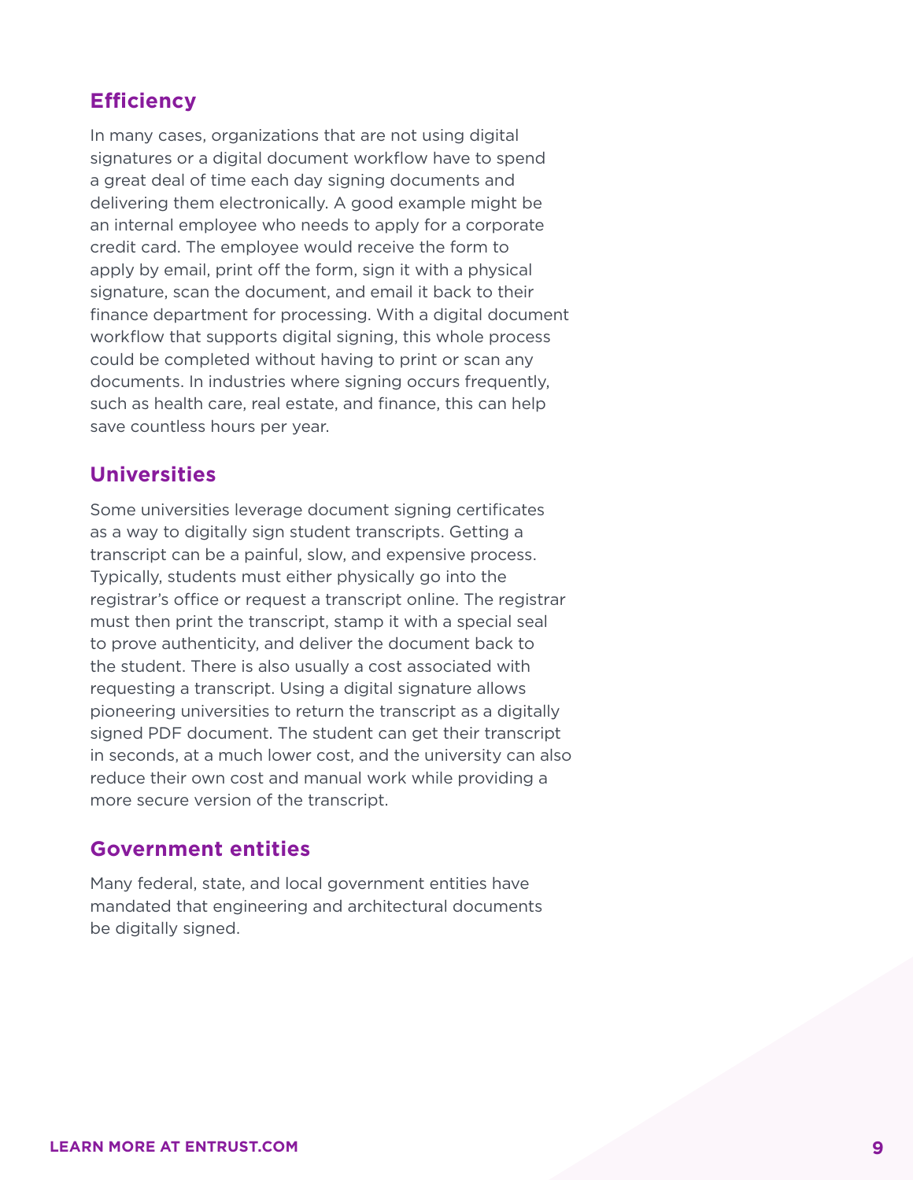### Efficiency

In many cases, organizations that are not using digital signatures or a digital document workflow have to spend a great deal of time each day signing documents and delivering them electronically. A good example might be an internal employee who needs to apply for a corporate credit card. The employee would receive the form to apply by email, print off the form, sign it with a physical signature, scan the document, and email it back to their finance department for processing. With a digital document workflow that supports digital signing, this whole process could be completed without having to print or scan any documents. In industries where signing occurs frequently, such as health care, real estate, and finance, this can help save countless hours per year.

### Universities

Some universities leverage document signing certificates as a way to digitally sign student transcripts. Getting a transcript can be a painful, slow, and expensive process. Typically, students must either physically go into the registrar's office or request a transcript online. The registrar must then print the transcript, stamp it with a special seal to prove authenticity, and deliver the document back to the student. There is also usually a cost associated with requesting a transcript. Using a digital signature allows pioneering universities to return the transcript as a digitally signed PDF document. The student can get their transcript in seconds, at a much lower cost, and the university can also reduce their own cost and manual work while providing a more secure version of the transcript.

### Government entities

Many federal, state, and local government entities have mandated that engineering and architectural documents be digitally signed.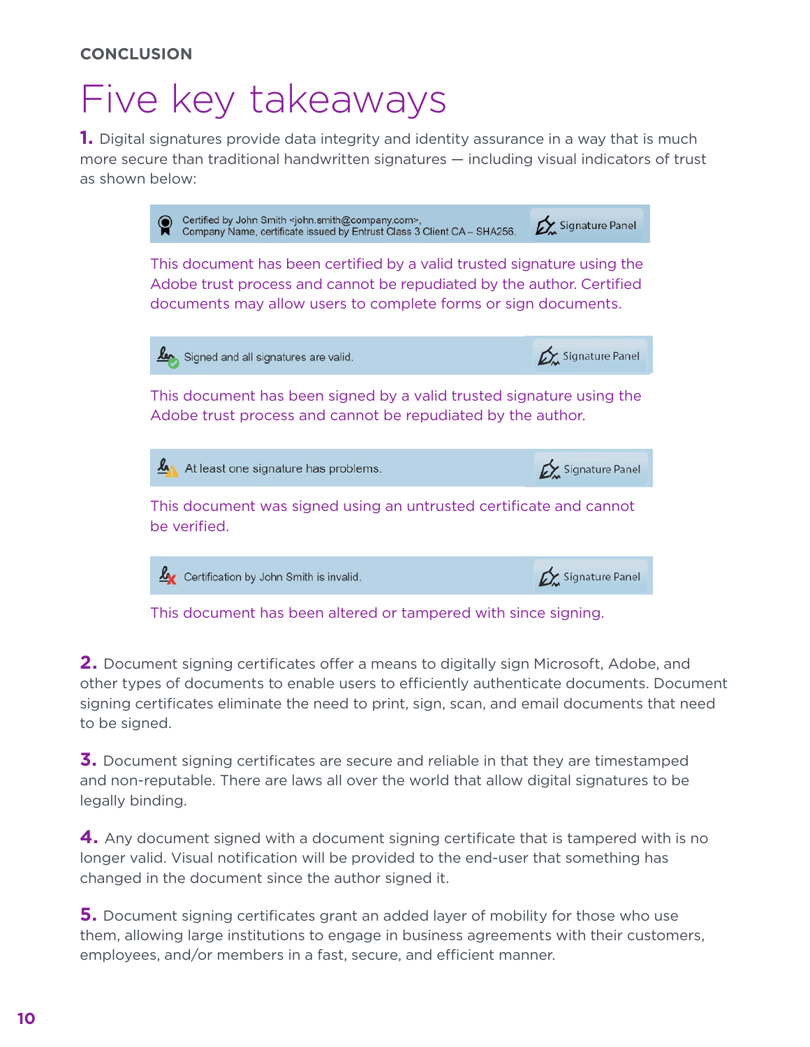**CONCLUSION**

# Five key takeaways

**1.** Digital signatures provide data integrity and identity assurance in a way that is much more secure than traditional handwritten signatures — including visual indicators of trust as shown below:

Certified by John Smith <john.smith@company.com>, Company Name, certificate issued by Entrust Class 3 Client CA – SHA256. Signature Panel

This document has been certified by a valid trusted signature using the Adobe trust process and cannot be repudiated by the author. Certified documents may allow users to complete forms or sign documents.

Signed and all signatures are valid. Signature Panel

This document has been signed by a valid trusted signature using the Adobe trust process and cannot be repudiated by the author.

At least one signature has problems. Signature Panel

This document was signed using an untrusted certificate and cannot be verified.

Certification by John Smith is invalid. Signature Panel

This document has been altered or tampered with since signing.

**2.** Document signing certificates offer a means to digitally sign Microsoft, Adobe, and other types of documents to enable users to efficiently authenticate documents. Document signing certificates eliminate the need to print, sign, scan, and email documents that need to be signed.

**3.** Document signing certificates are secure and reliable in that they are timestamped and non-reputable. There are laws all over the world that allow digital signatures to be legally binding.

**4.** Any document signed with a document signing certificate that is tampered with is no longer valid. Visual notification will be provided to the end-user that something has changed in the document since the author signed it.

**5.** Document signing certificates grant an added layer of mobility for those who use them, allowing large institutions to engage in business agreements with their customers, employees, and/or members in a fast, secure, and efficient manner.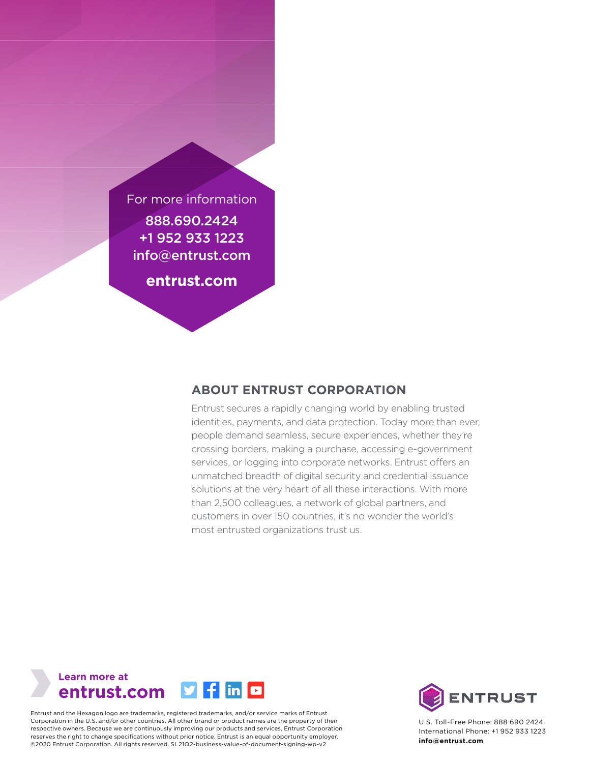For more information

888.690.2424
+1 952 933 1223
info@entrust.com

**entrust.com**

## ABOUT ENTRUST CORPORATION

Entrust secures a rapidly changing world by enabling trusted identities, payments, and data protection. Today more than ever, people demand seamless, secure experiences, whether they're crossing borders, making a purchase, accessing e-government services, or logging into corporate networks. Entrust offers an unmatched breadth of digital security and credential issuance solutions at the very heart of all these interactions. With more than 2,500 colleagues, a network of global partners, and customers in over 150 countries, it's no wonder the world's most entrusted organizations trust us.

**Learn more at**
**entrust.com**

Entrust and the Hexagon logo are trademarks, registered trademarks, and/or service marks of Entrust Corporation in the U.S. and/or other countries. All other brand or product names are the property of their respective owners. Because we are continuously improving our products and services, Entrust Corporation reserves the right to change specifications without prior notice. Entrust is an equal opportunity employer. ©2020 Entrust Corporation. All rights reserved. SL21Q2-business-value-of-document-signing-wp-v2

ENTRUST

U.S. Toll-Free Phone: 888 690 2424
International Phone: +1 952 933 1223
**info@entrust.com**